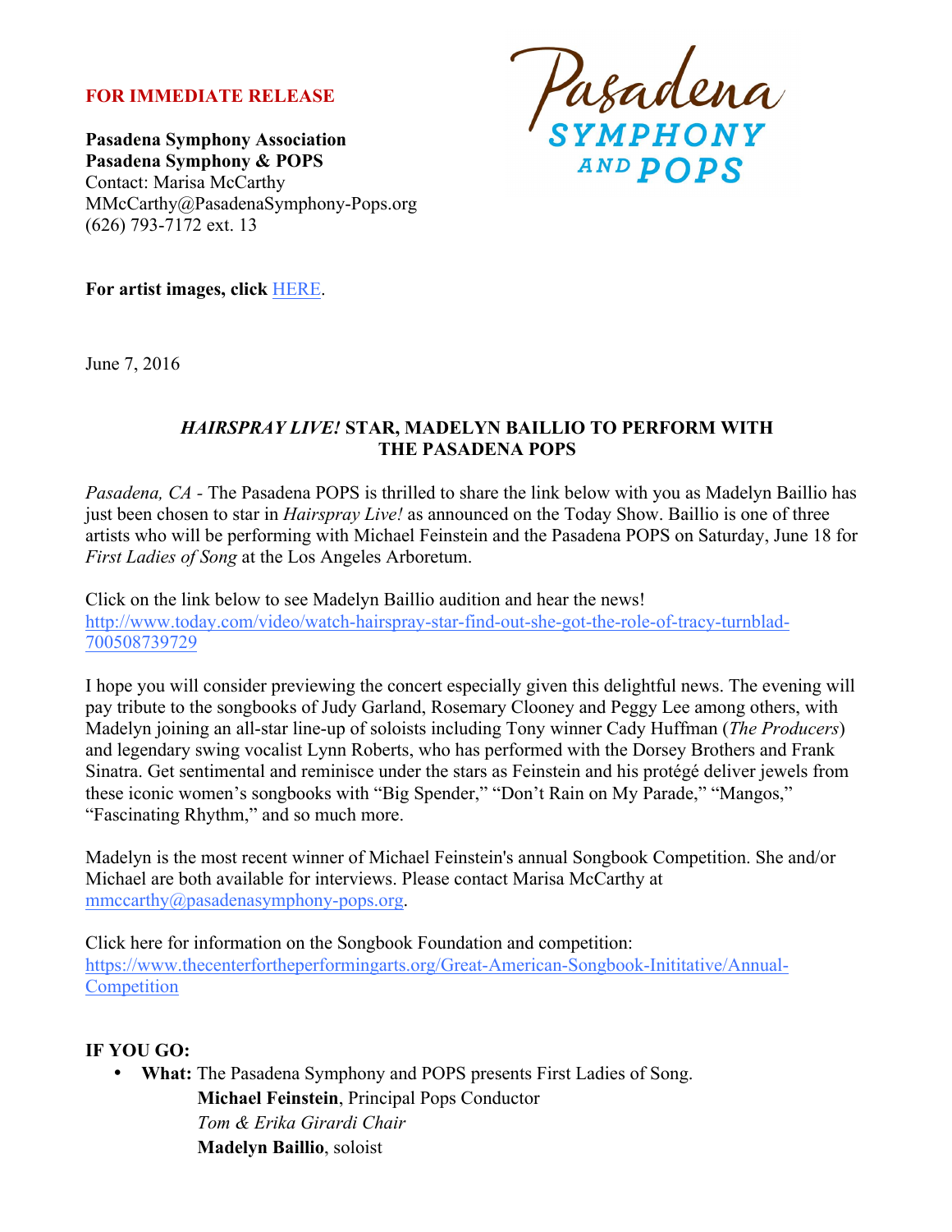**FOR IMMEDIATE RELEASE**

**Pasadena Symphony Association**
**Pasadena Symphony & POPS**
Contact: Marisa McCarthy
MMcCarthy@PasadenaSymphony-Pops.org
(626) 793-7172 ext. 13

Pasadena SYMPHONY AND POPS

**For artist images, click** HERE.

June 7, 2016

## *HAIRSPRAY LIVE!* STAR, MADELYN BAILLIO TO PERFORM WITH THE PASADENA POPS

*Pasadena, CA* - The Pasadena POPS is thrilled to share the link below with you as Madelyn Baillio has just been chosen to star in *Hairspray Live!* as announced on the Today Show. Baillio is one of three artists who will be performing with Michael Feinstein and the Pasadena POPS on Saturday, June 18 for *First Ladies of Song* at the Los Angeles Arboretum.

Click on the link below to see Madelyn Baillio audition and hear the news!
http://www.today.com/video/watch-hairspray-star-find-out-she-got-the-role-of-tracy-turnblad-700508739729

I hope you will consider previewing the concert especially given this delightful news. The evening will pay tribute to the songbooks of Judy Garland, Rosemary Clooney and Peggy Lee among others, with Madelyn joining an all-star line-up of soloists including Tony winner Cady Huffman (*The Producers*) and legendary swing vocalist Lynn Roberts, who has performed with the Dorsey Brothers and Frank Sinatra. Get sentimental and reminisce under the stars as Feinstein and his protégé deliver jewels from these iconic women's songbooks with "Big Spender," "Don't Rain on My Parade," "Mangos," "Fascinating Rhythm," and so much more.

Madelyn is the most recent winner of Michael Feinstein's annual Songbook Competition. She and/or Michael are both available for interviews. Please contact Marisa McCarthy at mmccarthy@pasadenasymphony-pops.org.

Click here for information on the Songbook Foundation and competition:
https://www.thecenterfortheperformingarts.org/Great-American-Songbook-Inititative/Annual-Competition

**IF YOU GO:**

- **What:** The Pasadena Symphony and POPS presents First Ladies of Song.
  **Michael Feinstein**, Principal Pops Conductor
  *Tom & Erika Girardi Chair*
  **Madelyn Baillio**, soloist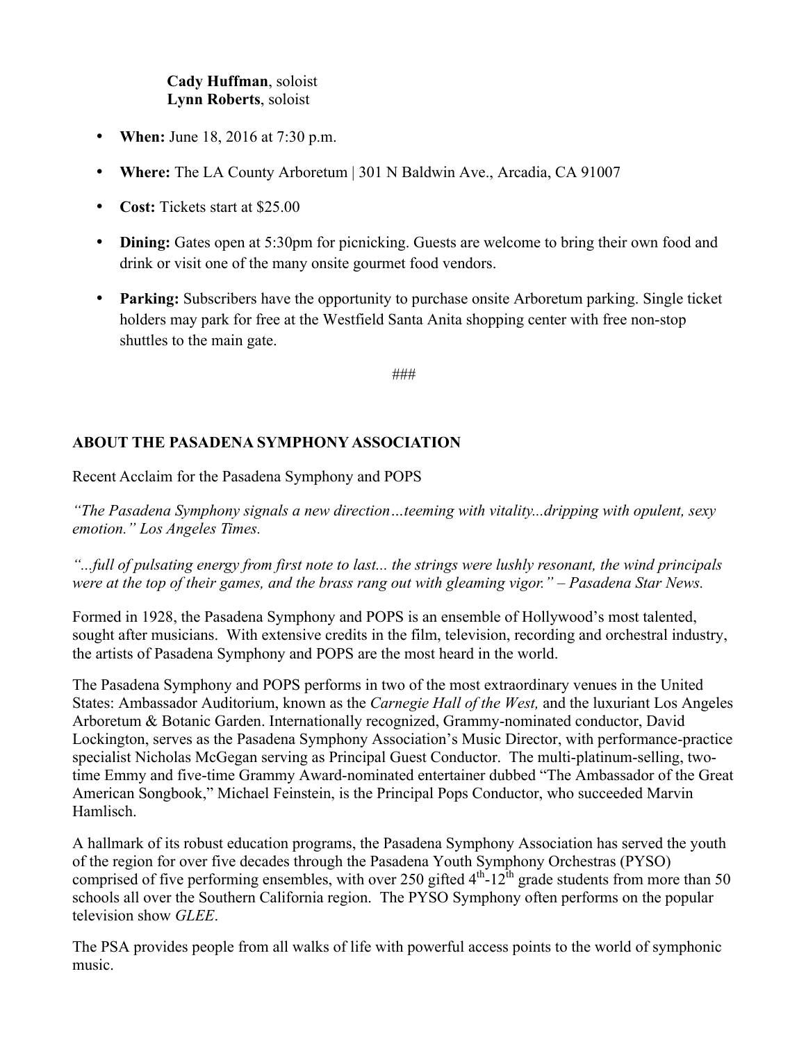**Cady Huffman**, soloist
**Lynn Roberts**, soloist

- **When:** June 18, 2016 at 7:30 p.m.
- **Where:** The LA County Arboretum | 301 N Baldwin Ave., Arcadia, CA 91007
- **Cost:** Tickets start at $25.00
- **Dining:** Gates open at 5:30pm for picnicking. Guests are welcome to bring their own food and drink or visit one of the many onsite gourmet food vendors.
- **Parking:** Subscribers have the opportunity to purchase onsite Arboretum parking. Single ticket holders may park for free at the Westfield Santa Anita shopping center with free non-stop shuttles to the main gate.

###

**ABOUT THE PASADENA SYMPHONY ASSOCIATION**

Recent Acclaim for the Pasadena Symphony and POPS

*"The Pasadena Symphony signals a new direction…teeming with vitality...dripping with opulent, sexy emotion." Los Angeles Times.*

*"...full of pulsating energy from first note to last... the strings were lushly resonant, the wind principals were at the top of their games, and the brass rang out with gleaming vigor." – Pasadena Star News.*

Formed in 1928, the Pasadena Symphony and POPS is an ensemble of Hollywood's most talented, sought after musicians. With extensive credits in the film, television, recording and orchestral industry, the artists of Pasadena Symphony and POPS are the most heard in the world.

The Pasadena Symphony and POPS performs in two of the most extraordinary venues in the United States: Ambassador Auditorium, known as the *Carnegie Hall of the West,* and the luxuriant Los Angeles Arboretum & Botanic Garden. Internationally recognized, Grammy-nominated conductor, David Lockington, serves as the Pasadena Symphony Association's Music Director, with performance-practice specialist Nicholas McGegan serving as Principal Guest Conductor. The multi-platinum-selling, two-time Emmy and five-time Grammy Award-nominated entertainer dubbed "The Ambassador of the Great American Songbook," Michael Feinstein, is the Principal Pops Conductor, who succeeded Marvin Hamlisch.

A hallmark of its robust education programs, the Pasadena Symphony Association has served the youth of the region for over five decades through the Pasadena Youth Symphony Orchestras (PYSO) comprised of five performing ensembles, with over 250 gifted 4th-12th grade students from more than 50 schools all over the Southern California region. The PYSO Symphony often performs on the popular television show *GLEE*.

The PSA provides people from all walks of life with powerful access points to the world of symphonic music.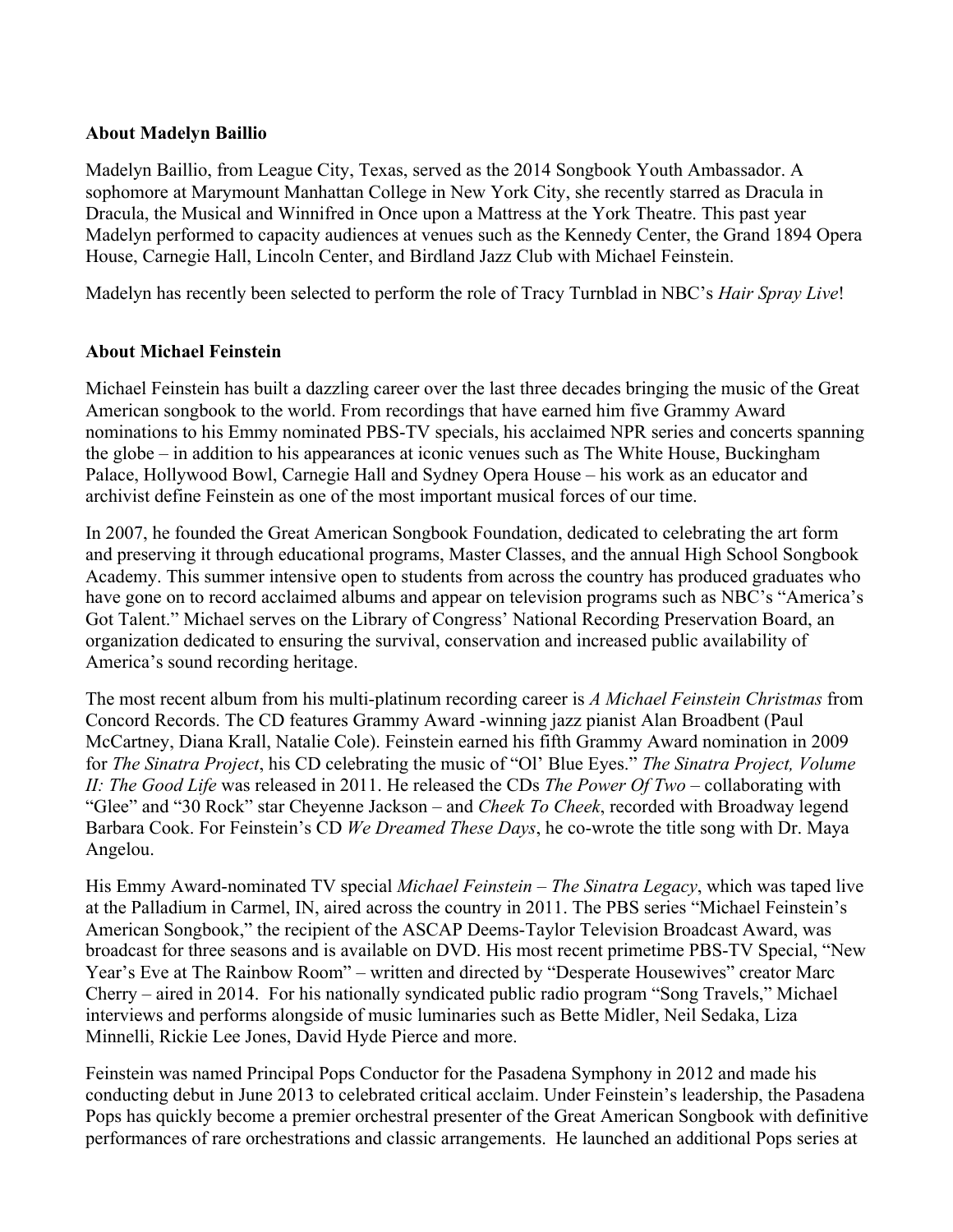**About Madelyn Baillio**

Madelyn Baillio, from League City, Texas, served as the 2014 Songbook Youth Ambassador. A sophomore at Marymount Manhattan College in New York City, she recently starred as Dracula in Dracula, the Musical and Winnifred in Once upon a Mattress at the York Theatre. This past year Madelyn performed to capacity audiences at venues such as the Kennedy Center, the Grand 1894 Opera House, Carnegie Hall, Lincoln Center, and Birdland Jazz Club with Michael Feinstein.

Madelyn has recently been selected to perform the role of Tracy Turnblad in NBC's *Hair Spray Live*!

**About Michael Feinstein**

Michael Feinstein has built a dazzling career over the last three decades bringing the music of the Great American songbook to the world. From recordings that have earned him five Grammy Award nominations to his Emmy nominated PBS-TV specials, his acclaimed NPR series and concerts spanning the globe – in addition to his appearances at iconic venues such as The White House, Buckingham Palace, Hollywood Bowl, Carnegie Hall and Sydney Opera House – his work as an educator and archivist define Feinstein as one of the most important musical forces of our time.

In 2007, he founded the Great American Songbook Foundation, dedicated to celebrating the art form and preserving it through educational programs, Master Classes, and the annual High School Songbook Academy. This summer intensive open to students from across the country has produced graduates who have gone on to record acclaimed albums and appear on television programs such as NBC's "America's Got Talent." Michael serves on the Library of Congress' National Recording Preservation Board, an organization dedicated to ensuring the survival, conservation and increased public availability of America's sound recording heritage.

The most recent album from his multi-platinum recording career is *A Michael Feinstein Christmas* from Concord Records. The CD features Grammy Award -winning jazz pianist Alan Broadbent (Paul McCartney, Diana Krall, Natalie Cole). Feinstein earned his fifth Grammy Award nomination in 2009 for *The Sinatra Project*, his CD celebrating the music of "Ol' Blue Eyes." *The Sinatra Project, Volume II: The Good Life* was released in 2011. He released the CDs *The Power Of Two* – collaborating with "Glee" and "30 Rock" star Cheyenne Jackson – and *Cheek To Cheek*, recorded with Broadway legend Barbara Cook. For Feinstein's CD *We Dreamed These Days*, he co-wrote the title song with Dr. Maya Angelou.

His Emmy Award-nominated TV special *Michael Feinstein – The Sinatra Legacy*, which was taped live at the Palladium in Carmel, IN, aired across the country in 2011. The PBS series "Michael Feinstein's American Songbook," the recipient of the ASCAP Deems-Taylor Television Broadcast Award, was broadcast for three seasons and is available on DVD. His most recent primetime PBS-TV Special, "New Year's Eve at The Rainbow Room" – written and directed by "Desperate Housewives" creator Marc Cherry – aired in 2014. For his nationally syndicated public radio program "Song Travels," Michael interviews and performs alongside of music luminaries such as Bette Midler, Neil Sedaka, Liza Minnelli, Rickie Lee Jones, David Hyde Pierce and more.

Feinstein was named Principal Pops Conductor for the Pasadena Symphony in 2012 and made his conducting debut in June 2013 to celebrated critical acclaim. Under Feinstein's leadership, the Pasadena Pops has quickly become a premier orchestral presenter of the Great American Songbook with definitive performances of rare orchestrations and classic arrangements. He launched an additional Pops series at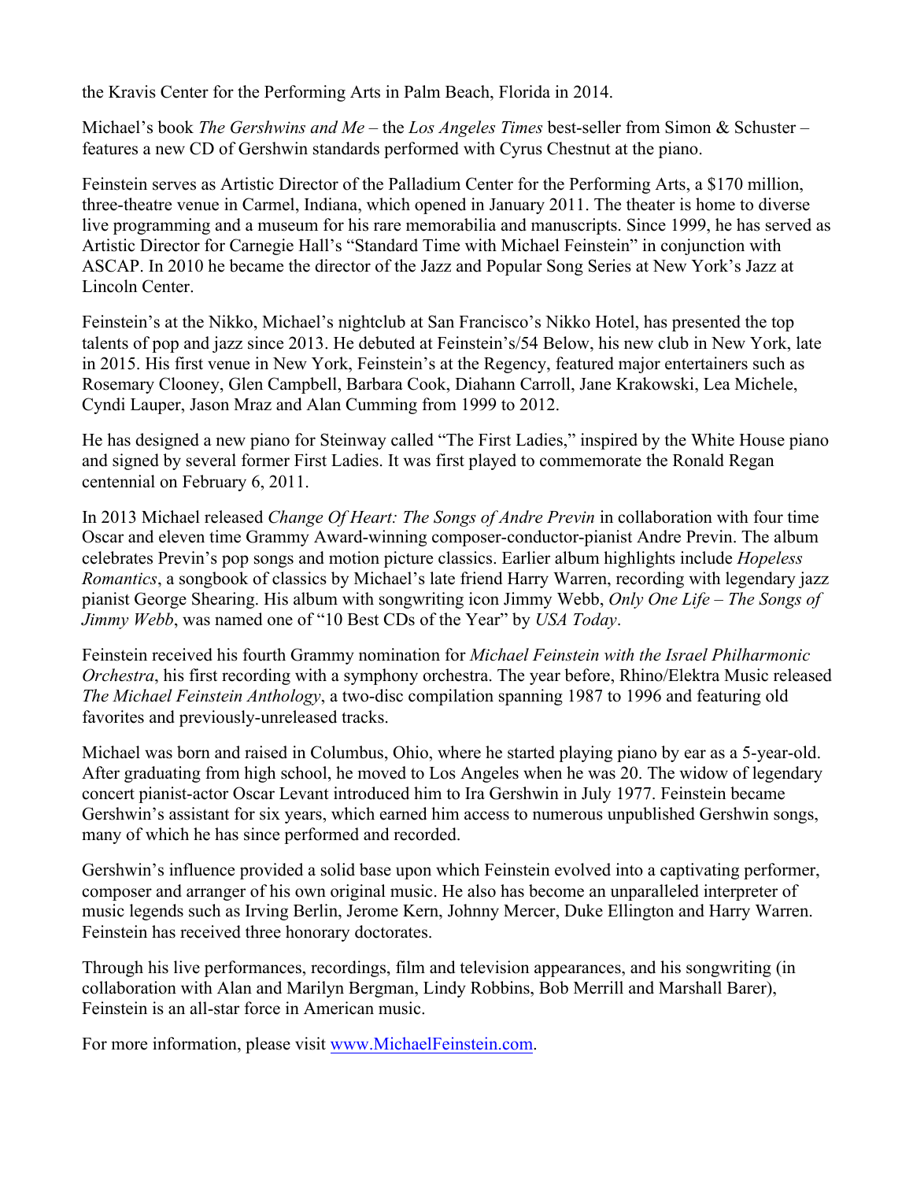the Kravis Center for the Performing Arts in Palm Beach, Florida in 2014.

Michael's book *The Gershwins and Me* – the *Los Angeles Times* best-seller from Simon & Schuster – features a new CD of Gershwin standards performed with Cyrus Chestnut at the piano.

Feinstein serves as Artistic Director of the Palladium Center for the Performing Arts, a $170 million, three-theatre venue in Carmel, Indiana, which opened in January 2011. The theater is home to diverse live programming and a museum for his rare memorabilia and manuscripts. Since 1999, he has served as Artistic Director for Carnegie Hall's "Standard Time with Michael Feinstein" in conjunction with ASCAP. In 2010 he became the director of the Jazz and Popular Song Series at New York's Jazz at Lincoln Center.

Feinstein's at the Nikko, Michael's nightclub at San Francisco's Nikko Hotel, has presented the top talents of pop and jazz since 2013. He debuted at Feinstein's/54 Below, his new club in New York, late in 2015. His first venue in New York, Feinstein's at the Regency, featured major entertainers such as Rosemary Clooney, Glen Campbell, Barbara Cook, Diahann Carroll, Jane Krakowski, Lea Michele, Cyndi Lauper, Jason Mraz and Alan Cumming from 1999 to 2012.

He has designed a new piano for Steinway called "The First Ladies," inspired by the White House piano and signed by several former First Ladies. It was first played to commemorate the Ronald Regan centennial on February 6, 2011.

In 2013 Michael released *Change Of Heart: The Songs of Andre Previn* in collaboration with four time Oscar and eleven time Grammy Award-winning composer-conductor-pianist Andre Previn. The album celebrates Previn's pop songs and motion picture classics. Earlier album highlights include *Hopeless Romantics*, a songbook of classics by Michael's late friend Harry Warren, recording with legendary jazz pianist George Shearing. His album with songwriting icon Jimmy Webb, *Only One Life – The Songs of Jimmy Webb*, was named one of "10 Best CDs of the Year" by *USA Today*.

Feinstein received his fourth Grammy nomination for *Michael Feinstein with the Israel Philharmonic Orchestra*, his first recording with a symphony orchestra. The year before, Rhino/Elektra Music released *The Michael Feinstein Anthology*, a two-disc compilation spanning 1987 to 1996 and featuring old favorites and previously-unreleased tracks.

Michael was born and raised in Columbus, Ohio, where he started playing piano by ear as a 5-year-old. After graduating from high school, he moved to Los Angeles when he was 20. The widow of legendary concert pianist-actor Oscar Levant introduced him to Ira Gershwin in July 1977. Feinstein became Gershwin's assistant for six years, which earned him access to numerous unpublished Gershwin songs, many of which he has since performed and recorded.

Gershwin's influence provided a solid base upon which Feinstein evolved into a captivating performer, composer and arranger of his own original music. He also has become an unparalleled interpreter of music legends such as Irving Berlin, Jerome Kern, Johnny Mercer, Duke Ellington and Harry Warren. Feinstein has received three honorary doctorates.

Through his live performances, recordings, film and television appearances, and his songwriting (in collaboration with Alan and Marilyn Bergman, Lindy Robbins, Bob Merrill and Marshall Barer), Feinstein is an all-star force in American music.

For more information, please visit [www.MichaelFeinstein.com](http://www.MichaelFeinstein.com).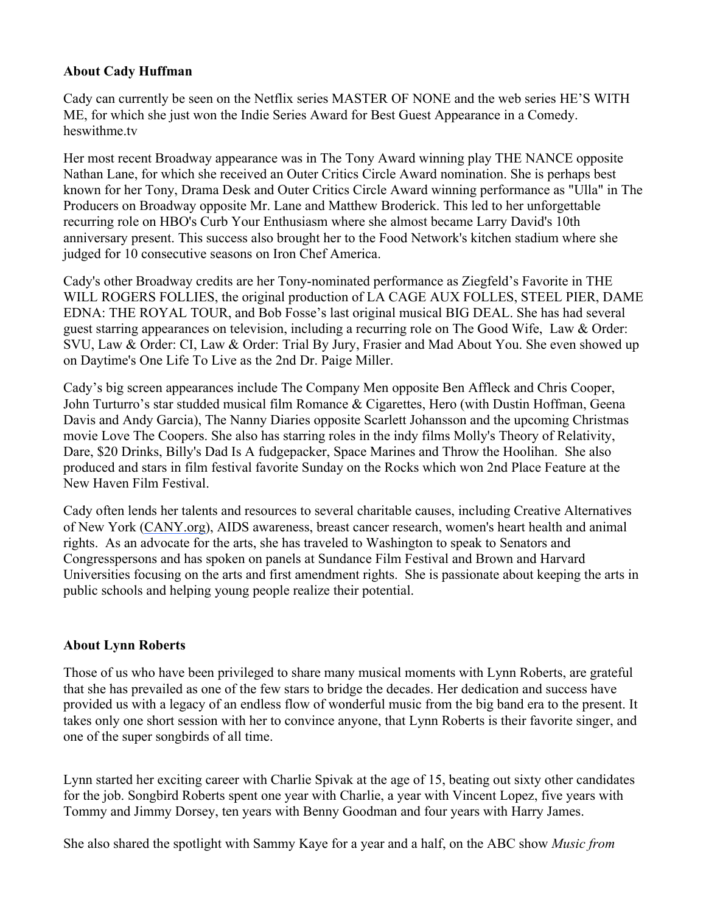### About Cady Huffman

Cady can currently be seen on the Netflix series MASTER OF NONE and the web series HE'S WITH ME, for which she just won the Indie Series Award for Best Guest Appearance in a Comedy. heswithme.tv

Her most recent Broadway appearance was in The Tony Award winning play THE NANCE opposite Nathan Lane, for which she received an Outer Critics Circle Award nomination. She is perhaps best known for her Tony, Drama Desk and Outer Critics Circle Award winning performance as "Ulla" in The Producers on Broadway opposite Mr. Lane and Matthew Broderick. This led to her unforgettable recurring role on HBO's Curb Your Enthusiasm where she almost became Larry David's 10th anniversary present. This success also brought her to the Food Network's kitchen stadium where she judged for 10 consecutive seasons on Iron Chef America.

Cady's other Broadway credits are her Tony-nominated performance as Ziegfeld's Favorite in THE WILL ROGERS FOLLIES, the original production of LA CAGE AUX FOLLES, STEEL PIER, DAME EDNA: THE ROYAL TOUR, and Bob Fosse's last original musical BIG DEAL. She has had several guest starring appearances on television, including a recurring role on The Good Wife, Law & Order: SVU, Law & Order: CI, Law & Order: Trial By Jury, Frasier and Mad About You. She even showed up on Daytime's One Life To Live as the 2nd Dr. Paige Miller.

Cady's big screen appearances include The Company Men opposite Ben Affleck and Chris Cooper, John Turturro's star studded musical film Romance & Cigarettes, Hero (with Dustin Hoffman, Geena Davis and Andy Garcia), The Nanny Diaries opposite Scarlett Johansson and the upcoming Christmas movie Love The Coopers. She also has starring roles in the indy films Molly's Theory of Relativity, Dare, $20 Drinks, Billy's Dad Is A fudgepacker, Space Marines and Throw the Hoolihan. She also produced and stars in film festival favorite Sunday on the Rocks which won 2nd Place Feature at the New Haven Film Festival.

Cady often lends her talents and resources to several charitable causes, including Creative Alternatives of New York (CANY.org), AIDS awareness, breast cancer research, women's heart health and animal rights. As an advocate for the arts, she has traveled to Washington to speak to Senators and Congresspersons and has spoken on panels at Sundance Film Festival and Brown and Harvard Universities focusing on the arts and first amendment rights. She is passionate about keeping the arts in public schools and helping young people realize their potential.

### About Lynn Roberts

Those of us who have been privileged to share many musical moments with Lynn Roberts, are grateful that she has prevailed as one of the few stars to bridge the decades. Her dedication and success have provided us with a legacy of an endless flow of wonderful music from the big band era to the present. It takes only one short session with her to convince anyone, that Lynn Roberts is their favorite singer, and one of the super songbirds of all time.

Lynn started her exciting career with Charlie Spivak at the age of 15, beating out sixty other candidates for the job. Songbird Roberts spent one year with Charlie, a year with Vincent Lopez, five years with Tommy and Jimmy Dorsey, ten years with Benny Goodman and four years with Harry James.

She also shared the spotlight with Sammy Kaye for a year and a half, on the ABC show *Music from*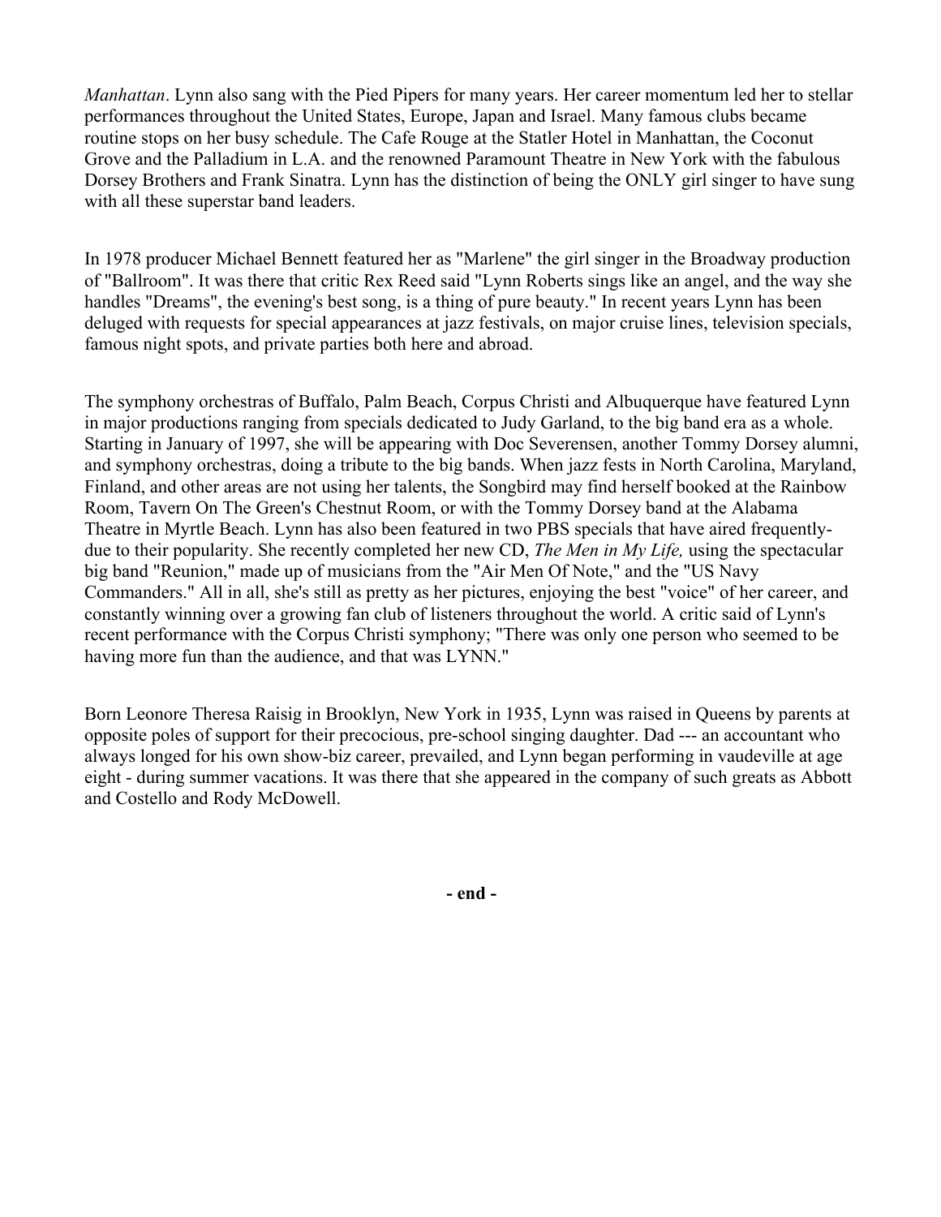*Manhattan*. Lynn also sang with the Pied Pipers for many years. Her career momentum led her to stellar performances throughout the United States, Europe, Japan and Israel. Many famous clubs became routine stops on her busy schedule. The Cafe Rouge at the Statler Hotel in Manhattan, the Coconut Grove and the Palladium in L.A. and the renowned Paramount Theatre in New York with the fabulous Dorsey Brothers and Frank Sinatra. Lynn has the distinction of being the ONLY girl singer to have sung with all these superstar band leaders.

In 1978 producer Michael Bennett featured her as "Marlene" the girl singer in the Broadway production of "Ballroom". It was there that critic Rex Reed said "Lynn Roberts sings like an angel, and the way she handles "Dreams", the evening's best song, is a thing of pure beauty." In recent years Lynn has been deluged with requests for special appearances at jazz festivals, on major cruise lines, television specials, famous night spots, and private parties both here and abroad.

The symphony orchestras of Buffalo, Palm Beach, Corpus Christi and Albuquerque have featured Lynn in major productions ranging from specials dedicated to Judy Garland, to the big band era as a whole. Starting in January of 1997, she will be appearing with Doc Severensen, another Tommy Dorsey alumni, and symphony orchestras, doing a tribute to the big bands. When jazz fests in North Carolina, Maryland, Finland, and other areas are not using her talents, the Songbird may find herself booked at the Rainbow Room, Tavern On The Green's Chestnut Room, or with the Tommy Dorsey band at the Alabama Theatre in Myrtle Beach. Lynn has also been featured in two PBS specials that have aired frequently-due to their popularity. She recently completed her new CD, *The Men in My Life,* using the spectacular big band "Reunion," made up of musicians from the "Air Men Of Note," and the "US Navy Commanders." All in all, she's still as pretty as her pictures, enjoying the best "voice" of her career, and constantly winning over a growing fan club of listeners throughout the world. A critic said of Lynn's recent performance with the Corpus Christi symphony; "There was only one person who seemed to be having more fun than the audience, and that was LYNN."

Born Leonore Theresa Raisig in Brooklyn, New York in 1935, Lynn was raised in Queens by parents at opposite poles of support for their precocious, pre-school singing daughter. Dad --- an accountant who always longed for his own show-biz career, prevailed, and Lynn began performing in vaudeville at age eight - during summer vacations. It was there that she appeared in the company of such greats as Abbott and Costello and Rody McDowell.

**- end -**